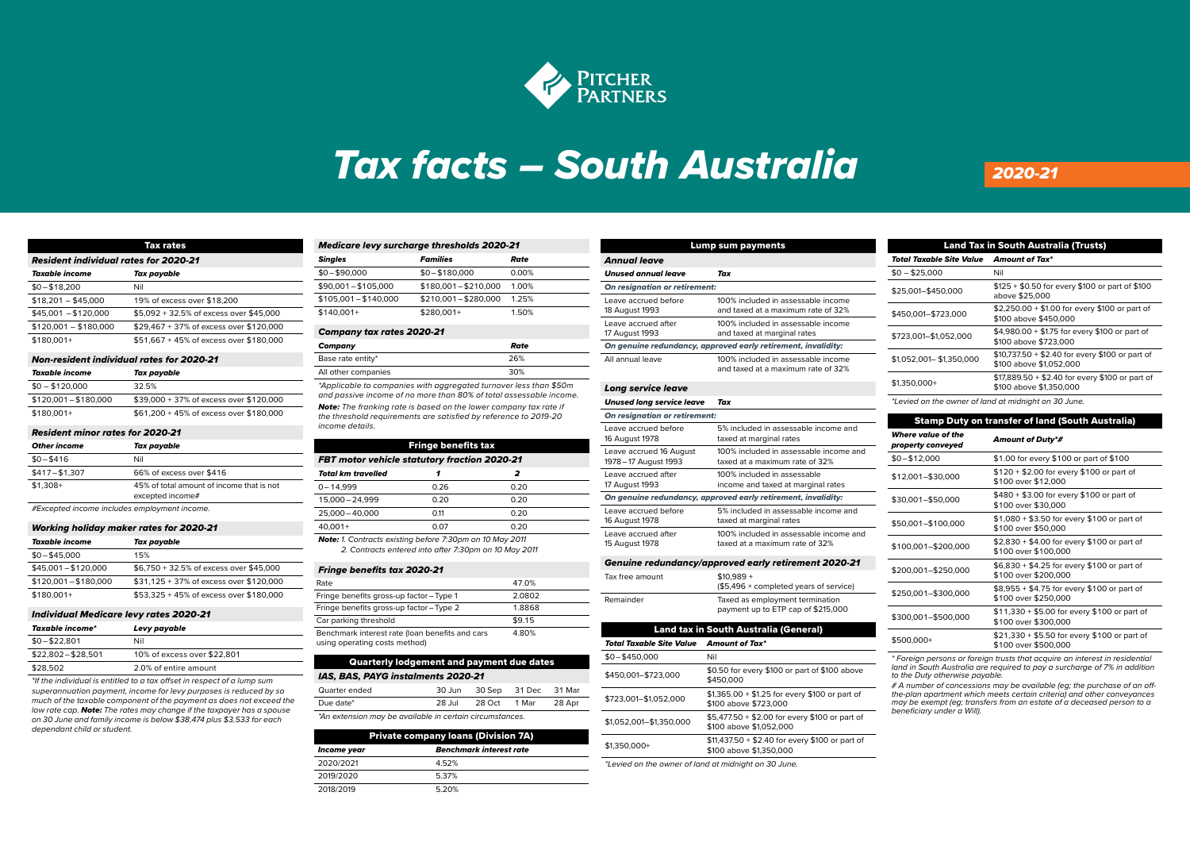# Tax facts – South Australia

2020-21

## Tax rates

### Resident individual rates for 2020-21

| Taxable income | Tax payable |
|---|---|
| $0 – $18,200 | Nil |
| $18,201 – $45,000 | 19% of excess over $18,200 |
| $45,001 – $120,000 | $5,092 + 32.5% of excess over $45,000 |
| $120,001 – $180,000 | $29,467 + 37% of excess over $120,000 |
| $180,001+ | $51,667 + 45% of excess over $180,000 |

### Non-resident individual rates for 2020-21

| Taxable income | Tax payable |
|---|---|
| $0 – $120,000 | 32.5% |
| $120,001 – $180,000 | $39,000 + 37% of excess over $120,000 |
| $180,001+ | $61,200 + 45% of excess over $180,000 |

### Resident minor rates for 2020-21

| Other income | Tax payable |
|---|---|
| $0 – $416 | Nil |
| $417 – $1,307 | 66% of excess over $416 |
| $1,308+ | 45% of total amount of income that is not excepted income# |

*#Excepted income includes employment income.*

### Working holiday maker rates for 2020-21

| Taxable income | Tax payable |
|---|---|
| $0 – $45,000 | 15% |
| $45,001 – $120,000 | $6,750 + 32.5% of excess over $45,000 |
| $120,001 – $180,000 | $31,125 + 37% of excess over $120,000 |
| $180,001+ | $53,325 + 45% of excess over $180,000 |

### Individual Medicare levy rates 2020-21

| Taxable income* | Levy payable |
|---|---|
| $0 – $22,801 | Nil |
| $22,802 – $28,501 | 10% of excess over $22,801 |
| $28,502 | 2.0% of entire amount |

*\*If the individual is entitled to a tax offset in respect of a lump sum superannuation payment, income for levy purposes is reduced by so much of the taxable component of the payment as does not exceed the low rate cap. **Note:** The rates may change if the taxpayer has a spouse on 30 June and family income is below $38,474 plus $3,533 for each dependant child or student.*

### Medicare levy surcharge thresholds 2020-21

| Singles | Families | Rate |
|---|---|---|
| $0 – $90,000 | $0 – $180,000 | 0.00% |
| $90,001 – $105,000 | $180,001 – $210,000 | 1.00% |
| $105,001 – $140,000 | $210,001 – $280,000 | 1.25% |
| $140,001+ | $280,001+ | 1.50% |

### Company tax rates 2020-21

| Company | Rate |
|---|---|
| Base rate entity* | 26% |
| All other companies | 30% |

*\*Applicable to companies with aggregated turnover less than $50m and passive income of no more than 80% of total assessable income.*

***Note:** The franking rate is based on the lower company tax rate if the threshold requirements are satisfied by reference to 2019-20 income details.*

## Fringe benefits tax

### FBT motor vehicle statutory fraction 2020-21

| Total km travelled | 1 | 2 |
|---|---|---|
| 0 – 14,999 | 0.26 | 0.20 |
| 15,000 – 24,999 | 0.20 | 0.20 |
| 25,000 – 40,000 | 0.11 | 0.20 |
| 40,001+ | 0.07 | 0.20 |

***Note:** 1. Contracts existing before 7:30pm on 10 May 2011*
*2. Contracts entered into after 7:30pm on 10 May 2011*

### Fringe benefits tax 2020-21

| | |
|---|---|
| Rate | 47.0% |
| Fringe benefits gross-up factor – Type 1 | 2.0802 |
| Fringe benefits gross-up factor – Type 2 | 1.8868 |
| Car parking threshold | $9.15 |
| Benchmark interest rate (loan benefits and cars using operating costs method) | 4.80% |

## Quarterly lodgement and payment due dates

### IAS, BAS, PAYG instalments 2020-21

| Quarter ended | 30 Jun | 30 Sep | 31 Dec | 31 Mar |
|---|---|---|---|---|
| Due date* | 28 Jul | 28 Oct | 1 Mar | 28 Apr |

*\*An extension may be available in certain circumstances.*

## Private company loans (Division 7A)

| Income year | Benchmark interest rate |
|---|---|
| 2020/2021 | 4.52% |
| 2019/2020 | 5.37% |
| 2018/2019 | 5.20% |

## Lump sum payments

### Annual leave

| Unused annual leave | Tax |
|---|---|
| ***On resignation or retirement:*** | |
| Leave accrued before 18 August 1993 | 100% included in assessable income and taxed at a maximum rate of 32% |
| Leave accrued after 17 August 1993 | 100% included in assessable income and taxed at marginal rates |
| ***On genuine redundancy, approved early retirement, invalidity:*** | |
| All annual leave | 100% included in assessable income and taxed at a maximum rate of 32% |

### Long service leave

| Unused long service leave | Tax |
|---|---|
| ***On resignation or retirement:*** | |
| Leave accrued before 16 August 1978 | 5% included in assessable income and taxed at marginal rates |
| Leave accrued 16 August 1978 – 17 August 1993 | 100% included in assessable income and taxed at a maximum rate of 32% |
| Leave accrued after 17 August 1993 | 100% included in assessable income and taxed at marginal rates |
| ***On genuine redundancy, approved early retirement, invalidity:*** | |
| Leave accrued before 16 August 1978 | 5% included in assessable income and taxed at marginal rates |
| Leave accrued after 15 August 1978 | 100% included in assessable income and taxed at a maximum rate of 32% |

### Genuine redundancy/approved early retirement 2020-21

| | |
|---|---|
| Tax free amount | $10,989 + ($5,496 × completed years of service) |
| Remainder | Taxed as employment termination payment up to ETP cap of $215,000 |

## Land tax in South Australia (General)

| Total Taxable Site Value | Amount of Tax* |
|---|---|
| $0 – $450,000 | Nil |
| $450,001–$723,000 | $0.50 for every $100 or part of $100 above $450,000 |
| $723,001–$1,052,000 | $1,365.00 + $1.25 for every $100 or part of $100 above $723,000 |
| $1,052,001–$1,350,000 | $5,477.50 + $2.00 for every $100 or part of $100 above $1,052,000 |
| $1,350,000+ | $11,437.50 + $2.40 for every $100 or part of $100 above $1,350,000 |

*\*Levied on the owner of land at midnight on 30 June.*

## Land Tax in South Australia (Trusts)

| Total Taxable Site Value | Amount of Tax* |
|---|---|
| $0 – $25,000 | Nil |
| $25,001–$450,000 | $125 + $0.50 for every $100 or part of $100 above $25,000 |
| $450,001–$723,000 | $2,250.00 + $1.00 for every $100 or part of $100 above $450,000 |
| $723,001–$1,052,000 | $4,980.00 + $1.75 for every $100 or part of $100 above $723,000 |
| $1,052,001– $1,350,000 | $10,737.50 + $2.40 for every $100 or part of $100 above $1,052,000 |
| $1,350,000+ | $17,889.50 + $2.40 for every $100 or part of $100 above $1,350,000 |

*\*Levied on the owner of land at midnight on 30 June.*

## Stamp Duty on transfer of land (South Australia)

| Where value of the property conveyed | Amount of Duty*# |
|---|---|
| $0 – $12,000 | $1.00 for every $100 or part of $100 |
| $12,001–$30,000 | $120 + $2.00 for every $100 or part of $100 over $12,000 |
| $30,001–$50,000 | $480 + $3.00 for every $100 or part of $100 over $30,000 |
| $50,001–$100,000 | $1,080 + $3.50 for every $100 or part of $100 over $50,000 |
| $100,001–$200,000 | $2,830 + $4.00 for every $100 or part of $100 over $100,000 |
| $200,001–$250,000 | $6,830 + $4.25 for every $100 or part of $100 over $200,000 |
| $250,001–$300,000 | $8,955 + $4.75 for every $100 or part of $100 over $250,000 |
| $300,001–$500,000 | $11,330 + $5.00 for every $100 or part of $100 over $300,000 |
| $500,000+ | $21,330 + $5.50 for every $100 or part of $100 over $500,000 |

*\* Foreign persons or foreign trusts that acquire an interest in residential land in South Australia are required to pay a surcharge of 7% in addition to the Duty otherwise payable.*

*# A number of concessions may be available (eg; the purchase of an off-the-plan apartment which meets certain criteria) and other conveyances may be exempt (eg; transfers from an estate of a deceased person to a beneficiary under a Will).*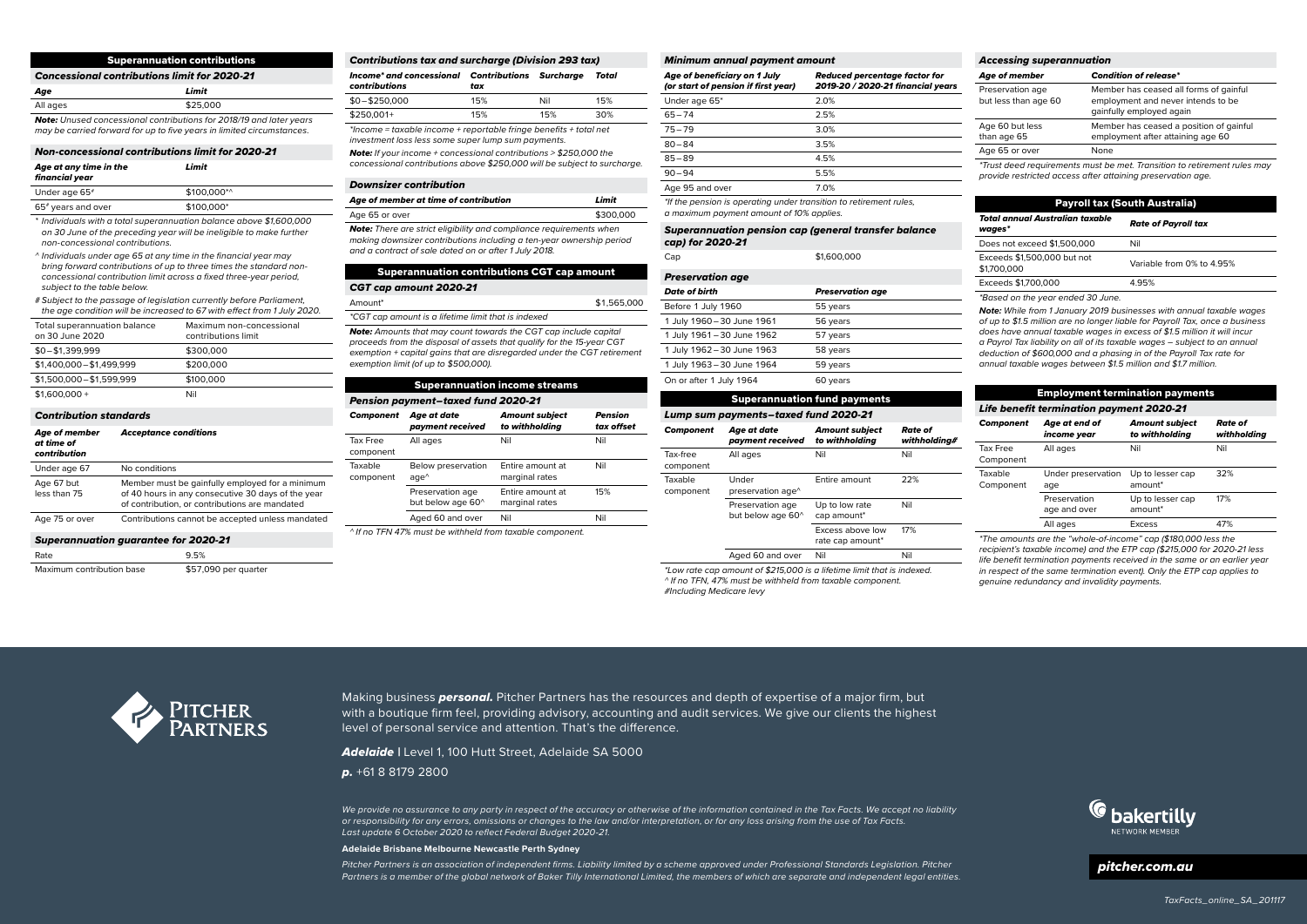## Superannuation contributions

### Concessional contributions limit for 2020-21

| Age | Limit |
|---|---|
| All ages | $25,000 |

***Note:*** *Unused concessional contributions for 2018/19 and later years may be carried forward for up to five years in limited circumstances.*

### Non-concessional contributions limit for 2020-21

| Age at any time in the financial year | Limit |
|---|---|
| Under age 65# | $100,000*^ |
| 65# years and over | $100,000* |

\* Individuals with a total superannuation balance above $1,600,000 on 30 June of the preceding year will be ineligible to make further non-concessional contributions.

^ Individuals under age 65 at any time in the financial year may bring forward contributions of up to three times the standard non-concessional contribution limit across a fixed three-year period, subject to the table below.

# Subject to the passage of legislation currently before Parliament, the age condition will be increased to 67 with effect from 1 July 2020.

| Total superannuation balance on 30 June 2020 | Maximum non-concessional contributions limit |
|---|---|
| $0 – $1,399,999 | $300,000 |
| $1,400,000 – $1,499,999 | $200,000 |
| $1,500,000 – $1,599,999 | $100,000 |
| $1,600,000 + | Nil |

### Contribution standards

| Age of member at time of contribution | Acceptance conditions |
|---|---|
| Under age 67 | No conditions |
| Age 67 but less than 75 | Member must be gainfully employed for a minimum of 40 hours in any consecutive 30 days of the year of contribution, or contributions are mandated |
| Age 75 or over | Contributions cannot be accepted unless mandated |

### Superannuation guarantee for 2020-21

| | |
|---|---|
| Rate | 9.5% |
| Maximum contribution base | $57,090 per quarter |

### Contributions tax and surcharge (Division 293 tax)

| Income* and concessional contributions | Contributions tax | Surcharge | Total |
|---|---|---|---|
| $0 – $250,000 | 15% | Nil | 15% |
| $250,001+ | 15% | 15% | 30% |

*\*Income = taxable income + reportable fringe benefits + total net investment loss less some super lump sum payments.*

***Note:*** *If your income + concessional contributions > $250,000 the concessional contributions above $250,000 will be subject to surcharge.*

### Downsizer contribution

| Age of member at time of contribution | Limit |
|---|---|
| Age 65 or over | $300,000 |

***Note:*** *There are strict eligibility and compliance requirements when making downsizer contributions including a ten-year ownership period and a contract of sale dated on or after 1 July 2018.*

## Superannuation contributions CGT cap amount

### CGT cap amount 2020-21

| | |
|---|---|
| Amount* | $1,565,000 |

*\*CGT cap amount is a lifetime limit that is indexed*

***Note:*** *Amounts that may count towards the CGT cap include capital proceeds from the disposal of assets that qualify for the 15-year CGT exemption + capital gains that are disregarded under the CGT retirement exemption limit (of up to $500,000).*

## Superannuation income streams

### Pension payment – taxed fund 2020-21

| Component | Age at date payment received | Amount subject to withholding | Pension tax offset |
|---|---|---|---|
| Tax Free component | All ages | Nil | Nil |
| Taxable component | Below preservation age^ | Entire amount at marginal rates | Nil |
| | Preservation age but below age 60^ | Entire amount at marginal rates | 15% |
| | Aged 60 and over | Nil | Nil |

*^ If no TFN 47% must be withheld from taxable component.*

### Minimum annual payment amount

| Age of beneficiary on 1 July (or start of pension if first year) | Reduced percentage factor for 2019-20 / 2020-21 financial years |
|---|---|
| Under age 65* | 2.0% |
| 65 – 74 | 2.5% |
| 75 – 79 | 3.0% |
| 80 – 84 | 3.5% |
| 85 – 89 | 4.5% |
| 90 – 94 | 5.5% |
| Age 95 and over | 7.0% |

*\*If the pension is operating under transition to retirement rules, a maximum payment amount of 10% applies.*

### Superannuation pension cap (general transfer balance cap) for 2020-21

| | |
|---|---|
| Cap | $1,600,000 |

### Preservation age

| Date of birth | Preservation age |
|---|---|
| Before 1 July 1960 | 55 years |
| 1 July 1960 – 30 June 1961 | 56 years |
| 1 July 1961 – 30 June 1962 | 57 years |
| 1 July 1962 – 30 June 1963 | 58 years |
| 1 July 1963 – 30 June 1964 | 59 years |
| On or after 1 July 1964 | 60 years |

## Superannuation fund payments

### Lump sum payments – taxed fund 2020-21

| Component | Age at date payment received | Amount subject to withholding | Rate of withholding# |
|---|---|---|---|
| Tax-free component | All ages | Nil | Nil |
| Taxable component | Under preservation age^ | Entire amount | 22% |
| | Preservation age but below age 60^ | Up to low rate cap amount* | Nil |
| | | Excess above low rate cap amount* | 17% |
| | Aged 60 and over | Nil | Nil |

*\*Low rate cap amount of $215,000 is a lifetime limit that is indexed.*
*^ If no TFN, 47% must be withheld from taxable component.*
*#Including Medicare levy*

### Accessing superannuation

| Age of member | Condition of release* |
|---|---|
| Preservation age but less than 60 | Member has ceased all forms of gainful employment and never intends to be gainfully employed again |
| Age 60 but less than age 65 | Member has ceased a position of gainful employment after attaining age 60 |
| Age 65 or over | None |

*\*Trust deed requirements must be met. Transition to retirement rules may provide restricted access after attaining preservation age.*

## Payroll tax (South Australia)

| Total annual Australian taxable wages* | Rate of Payroll tax |
|---|---|
| Does not exceed $1,500,000 | Nil |
| Exceeds $1,500,000 but not $1,700,000 | Variable from 0% to 4.95% |
| Exceeds $1,700,000 | 4.95% |

*\*Based on the year ended 30 June.*

***Note:*** *While from 1 January 2019 businesses with annual taxable wages of up to $1.5 million are no longer liable for Payroll Tax, once a business does have annual taxable wages in excess of $1.5 million it will incur a Payrol Tax liability on all of its taxable wages – subject to an annual deduction of $600,000 and a phasing in of the Payroll Tax rate for annual taxable wages between $1.5 million and $1.7 million.*

## Employment termination payments

### Life benefit termination payment 2020-21

| Component | Age at end of income year | Amount subject to withholding | Rate of withholding |
|---|---|---|---|
| Tax Free Component | All ages | Nil | Nil |
| Taxable Component | Under preservation age | Up to lesser cap amount* | 32% |
| | Preservation age and over | Up to lesser cap amount* | 17% |
| | All ages | Excess | 47% |

*\*The amounts are the "whole-of-income" cap ($180,000 less the recipient's taxable income) and the ETP cap ($215,000 for 2020-21 less life benefit termination payments received in the same or an earlier year in respect of the same termination event). Only the ETP cap applies to genuine redundancy and invalidity payments.*

Pitcher Partners

Making business ***personal.*** Pitcher Partners has the resources and depth of expertise of a major firm, but with a boutique firm feel, providing advisory, accounting and audit services. We give our clients the highest level of personal service and attention. That's the difference.

***Adelaide*** | Level 1, 100 Hutt Street, Adelaide SA 5000

***p.*** +61 8 8179 2800

*We provide no assurance to any party in respect of the accuracy or otherwise of the information contained in the Tax Facts. We accept no liability or responsibility for any errors, omissions or changes to the law and/or interpretation, or for any loss arising from the use of Tax Facts. Last update 6 October 2020 to reflect Federal Budget 2020-21.*

**Adelaide Brisbane Melbourne Newcastle Perth Sydney**

*Pitcher Partners is an association of independent firms. Liability limited by a scheme approved under Professional Standards Legislation. Pitcher Partners is a member of the global network of Baker Tilly International Limited, the members of which are separate and independent legal entities.*

bakertilly NETWORK MEMBER

***pitcher.com.au***

*TaxFacts_online_SA_201117*